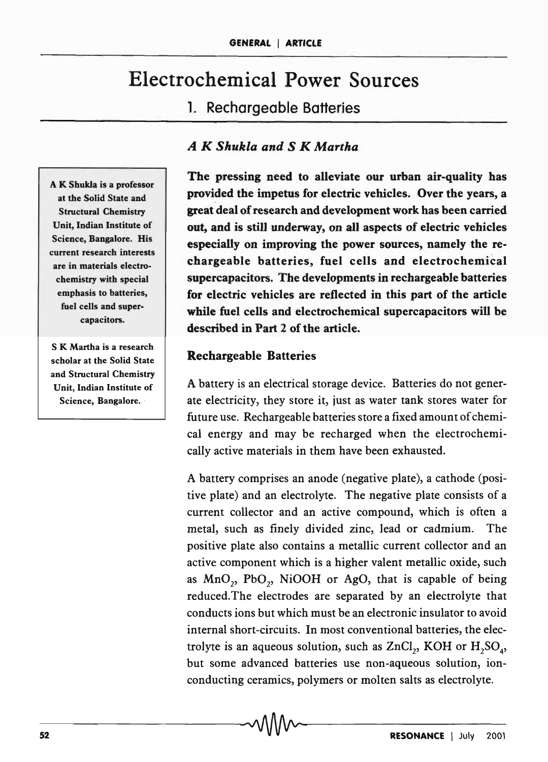GENERAL | ARTICLE

# Electrochemical Power Sources

## 1. Rechargeable Batteries

*A K Shukla and S K Martha*

**A K Shukla is a professor at the Solid State and Structural Chemistry Unit, Indian Institute of Science, Bangalore. His current research interests are in materials electrochemistry with special emphasis to batteries, fuel cells and supercapacitors.**

**S K Martha is a research scholar at the Solid State and Structural Chemistry Unit, Indian Institute of Science, Bangalore.**

**The pressing need to alleviate our urban air-quality has provided the impetus for electric vehicles. Over the years, a great deal of research and development work has been carried out, and is still underway, on all aspects of electric vehicles especially on improving the power sources, namely the rechargeable batteries, fuel cells and electrochemical supercapacitors. The developments in rechargeable batteries for electric vehicles are reflected in this part of the article while fuel cells and electrochemical supercapacitors will be described in Part 2 of the article.**

### Rechargeable Batteries

A battery is an electrical storage device. Batteries do not generate electricity, they store it, just as water tank stores water for future use. Rechargeable batteries store a fixed amount of chemical energy and may be recharged when the electrochemically active materials in them have been exhausted.

A battery comprises an anode (negative plate), a cathode (positive plate) and an electrolyte. The negative plate consists of a current collector and an active compound, which is often a metal, such as finely divided zinc, lead or cadmium. The positive plate also contains a metallic current collector and an active component which is a higher valent metallic oxide, such as $MnO_2$, $PbO_2$, NiOOH or AgO, that is capable of being reduced.The electrodes are separated by an electrolyte that conducts ions but which must be an electronic insulator to avoid internal short-circuits. In most conventional batteries, the electrolyte is an aqueous solution, such as $ZnCl_2$, KOH or $H_2SO_4$, but some advanced batteries use non-aqueous solution, ion-conducting ceramics, polymers or molten salts as electrolyte.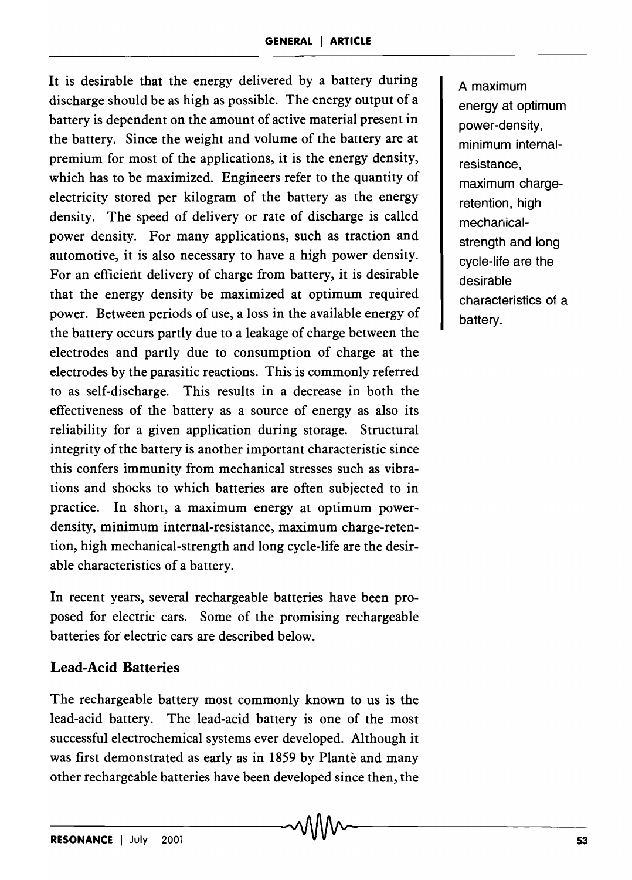It is desirable that the energy delivered by a battery during discharge should be as high as possible. The energy output of a battery is dependent on the amount of active material present in the battery. Since the weight and volume of the battery are at premium for most of the applications, it is the energy density, which has to be maximized. Engineers refer to the quantity of electricity stored per kilogram of the battery as the energy density. The speed of delivery or rate of discharge is called power density. For many applications, such as traction and automotive, it is also necessary to have a high power density. For an efficient delivery of charge from battery, it is desirable that the energy density be maximized at optimum required power. Between periods of use, a loss in the available energy of the battery occurs partly due to a leakage of charge between the electrodes and partly due to consumption of charge at the electrodes by the parasitic reactions. This is commonly referred to as self-discharge. This results in a decrease in both the effectiveness of the battery as a source of energy as also its reliability for a given application during storage. Structural integrity of the battery is another important characteristic since this confers immunity from mechanical stresses such as vibrations and shocks to which batteries are often subjected to in practice. In short, a maximum energy at optimum power-density, minimum internal-resistance, maximum charge-retention, high mechanical-strength and long cycle-life are the desirable characteristics of a battery.

> A maximum energy at optimum power-density, minimum internal-resistance, maximum charge-retention, high mechanical-strength and long cycle-life are the desirable characteristics of a battery.

In recent years, several rechargeable batteries have been proposed for electric cars. Some of the promising rechargeable batteries for electric cars are described below.

## Lead-Acid Batteries

The rechargeable battery most commonly known to us is the lead-acid battery. The lead-acid battery is one of the most successful electrochemical systems ever developed. Although it was first demonstrated as early as in 1859 by Plantè and many other rechargeable batteries have been developed since then, the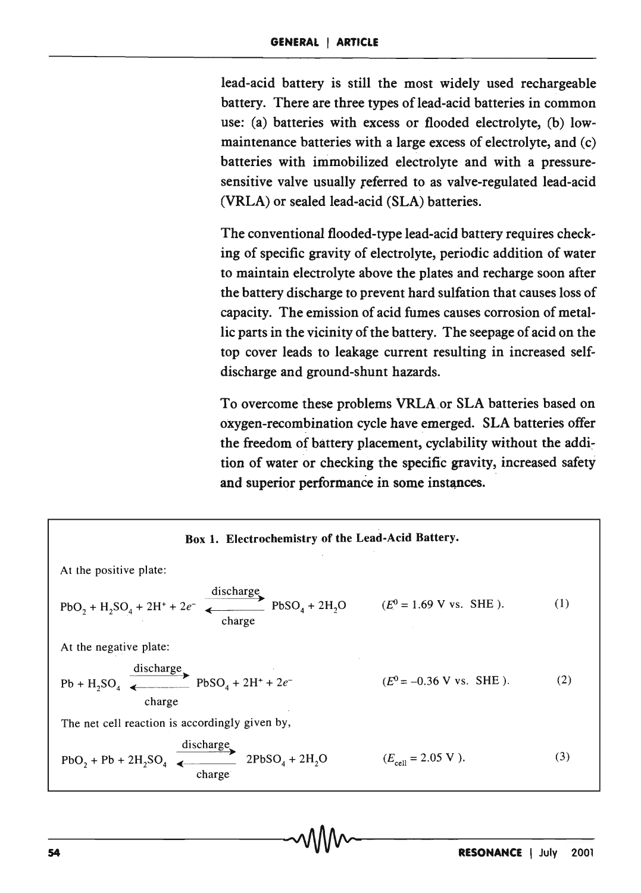lead-acid battery is still the most widely used rechargeable battery. There are three types of lead-acid batteries in common use: (a) batteries with excess or flooded electrolyte, (b) low-maintenance batteries with a large excess of electrolyte, and (c) batteries with immobilized electrolyte and with a pressure-sensitive valve usually referred to as valve-regulated lead-acid (VRLA) or sealed lead-acid (SLA) batteries.

The conventional flooded-type lead-acid battery requires checking of specific gravity of electrolyte, periodic addition of water to maintain electrolyte above the plates and recharge soon after the battery discharge to prevent hard sulfation that causes loss of capacity. The emission of acid fumes causes corrosion of metallic parts in the vicinity of the battery. The seepage of acid on the top cover leads to leakage current resulting in increased self-discharge and ground-shunt hazards.

To overcome these problems VRLA or SLA batteries based on oxygen-recombination cycle have emerged. SLA batteries offer the freedom of battery placement, cyclability without the addition of water or checking the specific gravity, increased safety and superior performance in some instances.

**Box 1. Electrochemistry of the Lead-Acid Battery.**

At the positive plate:

$$PbO_2 + H_2SO_4 + 2H^+ + 2e^- \underset{\text{charge}}{\overset{\text{discharge}}{\rightleftharpoons}} PbSO_4 + 2H_2O \qquad (E^0 = 1.69 \text{ V vs. SHE}). \qquad (1)$$

At the negative plate:

$$Pb + H_2SO_4 \underset{\text{charge}}{\overset{\text{discharge}}{\rightleftharpoons}} PbSO_4 + 2H^+ + 2e^- \qquad (E^0 = -0.36 \text{ V vs. SHE}). \qquad (2)$$

The net cell reaction is accordingly given by,

$$PbO_2 + Pb + 2H_2SO_4 \underset{\text{charge}}{\overset{\text{discharge}}{\rightleftharpoons}} 2PbSO_4 + 2H_2O \qquad (E_{cell} = 2.05 \text{ V}). \qquad (3)$$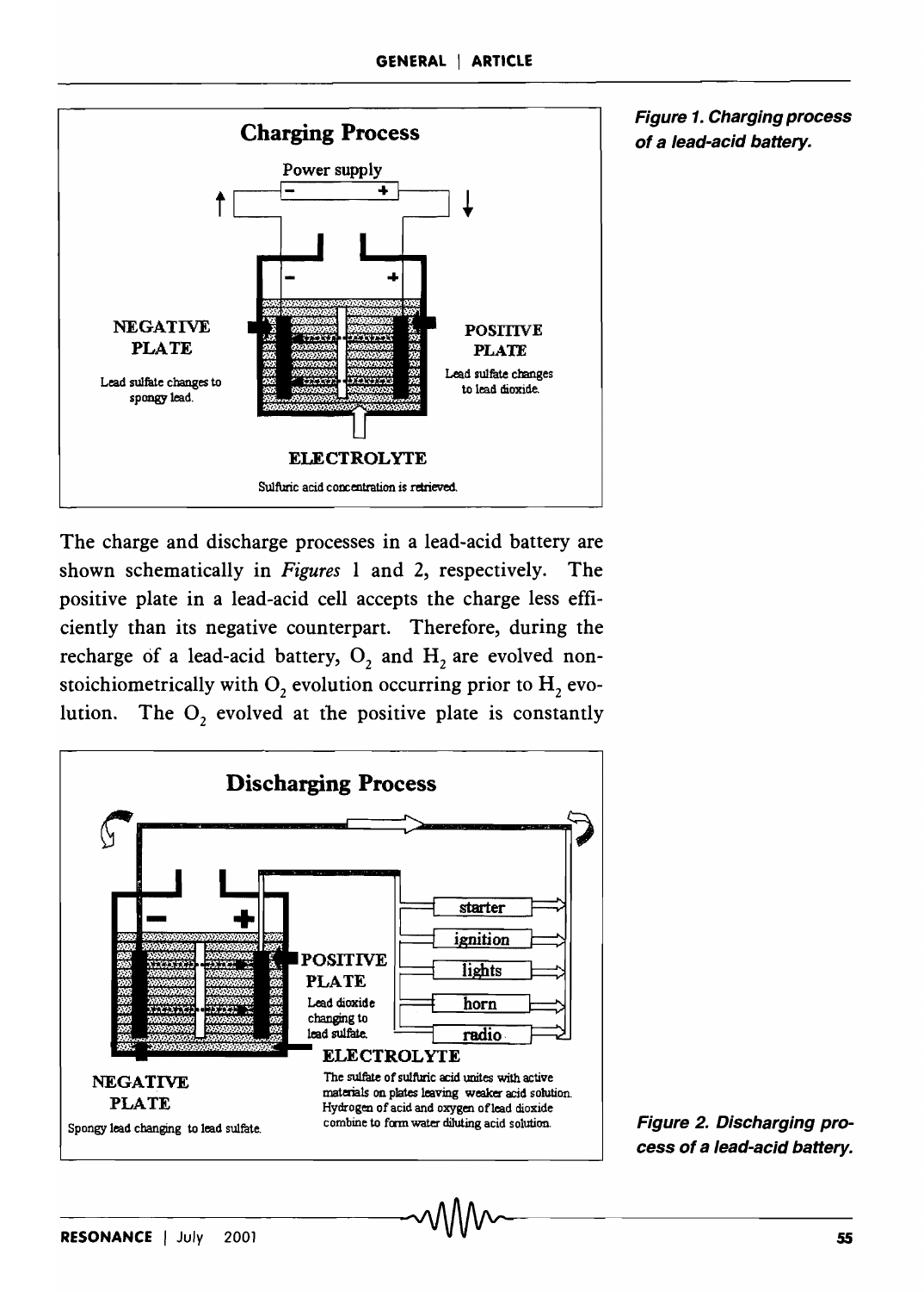Figure 1. Charging process of a lead-acid battery.

The charge and discharge processes in a lead-acid battery are shown schematically in *Figures* 1 and 2, respectively. The positive plate in a lead-acid cell accepts the charge less efficiently than its negative counterpart. Therefore, during the recharge of a lead-acid battery, $O_2$ and $H_2$ are evolved non-stoichiometrically with $O_2$ evolution occurring prior to $H_2$ evolution. The $O_2$ evolved at the positive plate is constantly

Figure 2. Discharging process of a lead-acid battery.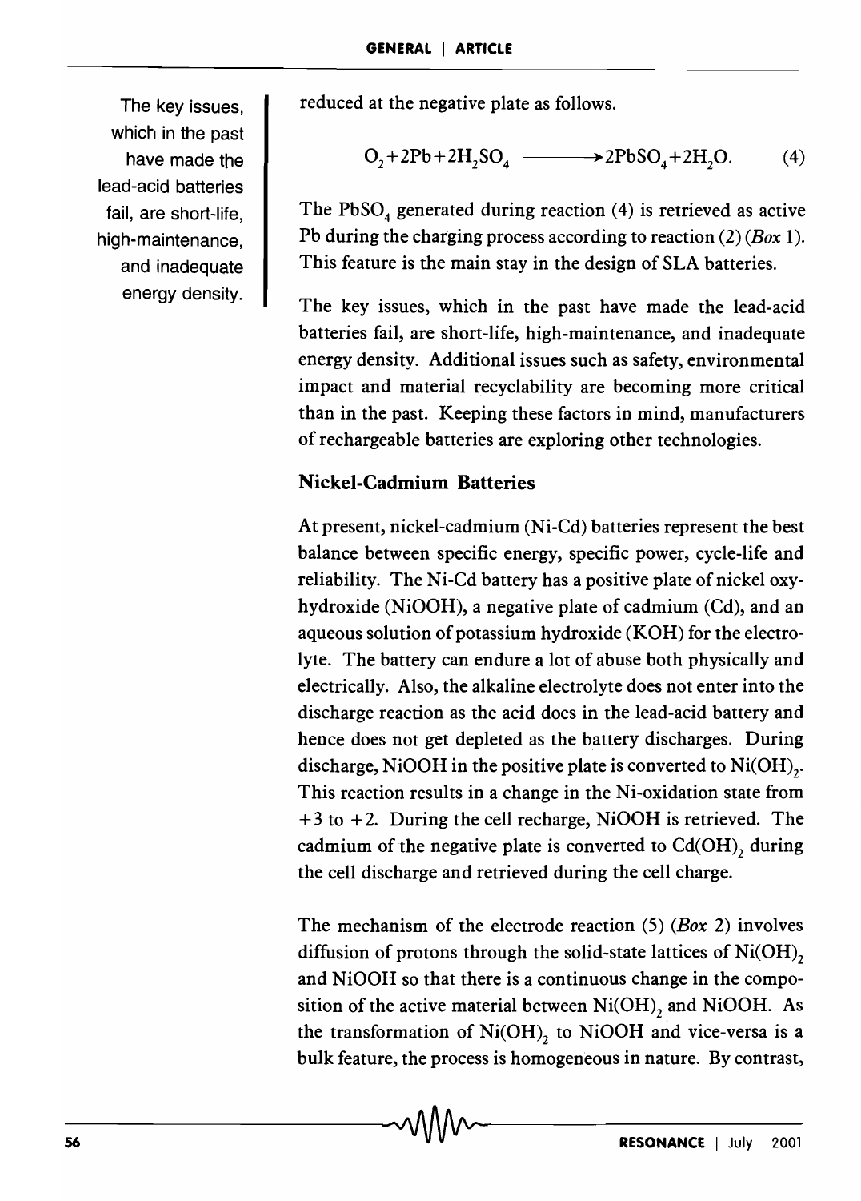reduced at the negative plate as follows.

$$O_2 + 2Pb + 2H_2SO_4 \longrightarrow 2PbSO_4 + 2H_2O. \qquad (4)$$

The $PbSO_4$ generated during reaction (4) is retrieved as active Pb during the charging process according to reaction (2) (*Box* 1). This feature is the main stay in the design of SLA batteries.

The key issues, which in the past have made the lead-acid batteries fail, are short-life, high-maintenance, and inadequate energy density. Additional issues such as safety, environmental impact and material recyclability are becoming more critical than in the past. Keeping these factors in mind, manufacturers of rechargeable batteries are exploring other technologies.

### Nickel-Cadmium Batteries

At present, nickel-cadmium (Ni-Cd) batteries represent the best balance between specific energy, specific power, cycle-life and reliability. The Ni-Cd battery has a positive plate of nickel oxy-hydroxide (NiOOH), a negative plate of cadmium (Cd), and an aqueous solution of potassium hydroxide (KOH) for the electrolyte. The battery can endure a lot of abuse both physically and electrically. Also, the alkaline electrolyte does not enter into the discharge reaction as the acid does in the lead-acid battery and hence does not get depleted as the battery discharges. During discharge, NiOOH in the positive plate is converted to $Ni(OH)_2$. This reaction results in a change in the Ni-oxidation state from +3 to +2. During the cell recharge, NiOOH is retrieved. The cadmium of the negative plate is converted to $Cd(OH)_2$ during the cell discharge and retrieved during the cell charge.

The mechanism of the electrode reaction (5) (*Box* 2) involves diffusion of protons through the solid-state lattices of $Ni(OH)_2$ and NiOOH so that there is a continuous change in the composition of the active material between $Ni(OH)_2$ and NiOOH. As the transformation of $Ni(OH)_2$ to NiOOH and vice-versa is a bulk feature, the process is homogeneous in nature. By contrast,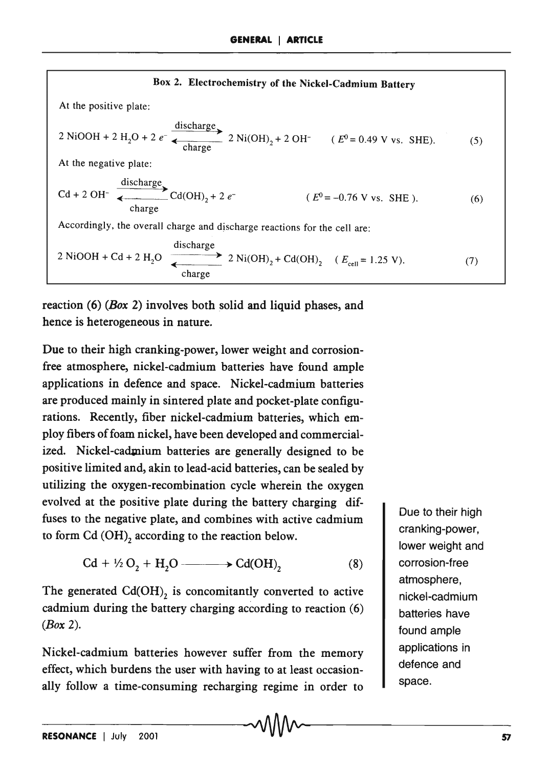**Box 2. Electrochemistry of the Nickel-Cadmium Battery**

At the positive plate:

$$2\ \mathrm{NiOOH} + 2\ \mathrm{H_2O} + 2\ e^- \underset{\text{charge}}{\overset{\text{discharge}}{\rightleftharpoons}} 2\ \mathrm{Ni(OH)_2} + 2\ \mathrm{OH^-} \quad (E^0 = 0.49\ \text{V vs. SHE}). \tag{5}$$

At the negative plate:

$$\mathrm{Cd} + 2\ \mathrm{OH^-} \underset{\text{charge}}{\overset{\text{discharge}}{\rightleftharpoons}} \mathrm{Cd(OH)_2} + 2\ e^- \quad (E^0 = -0.76\ \text{V vs. SHE}). \tag{6}$$

Accordingly, the overall charge and discharge reactions for the cell are:

$$2\ \mathrm{NiOOH} + \mathrm{Cd} + 2\ \mathrm{H_2O} \underset{\text{charge}}{\overset{\text{discharge}}{\rightleftharpoons}} 2\ \mathrm{Ni(OH)_2} + \mathrm{Cd(OH)_2} \quad (E_{cell} = 1.25\ \text{V}). \tag{7}$$

reaction (6) (*Box* 2) involves both solid and liquid phases, and hence is heterogeneous in nature.

Due to their high cranking-power, lower weight and corrosion-free atmosphere, nickel-cadmium batteries have found ample applications in defence and space. Nickel-cadmium batteries are produced mainly in sintered plate and pocket-plate configurations. Recently, fiber nickel-cadmium batteries, which employ fibers of foam nickel, have been developed and commercialized. Nickel-cadmium batteries are generally designed to be positive limited and, akin to lead-acid batteries, can be sealed by utilizing the oxygen-recombination cycle wherein the oxygen evolved at the positive plate during the battery charging diffuses to the negative plate, and combines with active cadmium to form $\mathrm{Cd(OH)_2}$ according to the reaction below.

$$\mathrm{Cd} + \tfrac{1}{2}\,\mathrm{O_2} + \mathrm{H_2O} \longrightarrow \mathrm{Cd(OH)_2} \tag{8}$$

The generated $\mathrm{Cd(OH)_2}$ is concomitantly converted to active cadmium during the battery charging according to reaction (6) (*Box* 2).

Nickel-cadmium batteries however suffer from the memory effect, which burdens the user with having to at least occasionally follow a time-consuming recharging regime in order to

Due to their high cranking-power, lower weight and corrosion-free atmosphere, nickel-cadmium batteries have found ample applications in defence and space.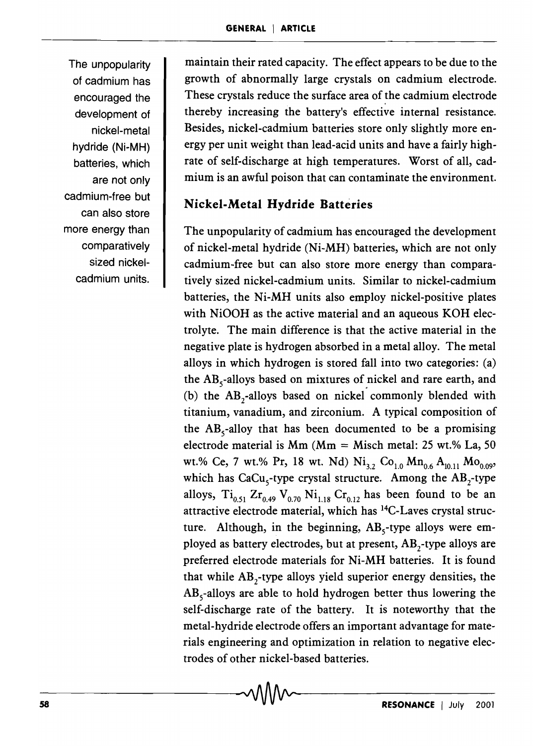The unpopularity of cadmium has encouraged the development of nickel-metal hydride (Ni-MH) batteries, which are not only cadmium-free but can also store more energy than comparatively sized nickel-cadmium units.

maintain their rated capacity. The effect appears to be due to the growth of abnormally large crystals on cadmium electrode. These crystals reduce the surface area of the cadmium electrode thereby increasing the battery's effective internal resistance. Besides, nickel-cadmium batteries store only slightly more energy per unit weight than lead-acid units and have a fairly high-rate of self-discharge at high temperatures. Worst of all, cadmium is an awful poison that can contaminate the environment.

## Nickel-Metal Hydride Batteries

The unpopularity of cadmium has encouraged the development of nickel-metal hydride (Ni-MH) batteries, which are not only cadmium-free but can also store more energy than comparatively sized nickel-cadmium units. Similar to nickel-cadmium batteries, the Ni-MH units also employ nickel-positive plates with NiOOH as the active material and an aqueous KOH electrolyte. The main difference is that the active material in the negative plate is hydrogen absorbed in a metal alloy. The metal alloys in which hydrogen is stored fall into two categories: (a) the $AB_5$-alloys based on mixtures of nickel and rare earth, and (b) the $AB_2$-alloys based on nickel commonly blended with titanium, vanadium, and zirconium. A typical composition of the $AB_5$-alloy that has been documented to be a promising electrode material is Mm (Mm = Misch metal: 25 wt.% La, 50 wt.% Ce, 7 wt.% Pr, 18 wt. Nd) $Ni_{3.2}\,Co_{1.0}\,Mn_{0.6}\,A_{l0.11}\,Mo_{0.09}$, which has $CaCu_5$-type crystal structure. Among the $AB_2$-type alloys, $Ti_{0.51}\,Zr_{0.49}\,V_{0.70}\,Ni_{1.18}\,Cr_{0.12}$ has been found to be an attractive electrode material, which has $^{14}$C-Laves crystal structure. Although, in the beginning, $AB_5$-type alloys were employed as battery electrodes, but at present, $AB_2$-type alloys are preferred electrode materials for Ni-MH batteries. It is found that while $AB_2$-type alloys yield superior energy densities, the $AB_5$-alloys are able to hold hydrogen better thus lowering the self-discharge rate of the battery. It is noteworthy that the metal-hydride electrode offers an important advantage for materials engineering and optimization in relation to negative electrodes of other nickel-based batteries.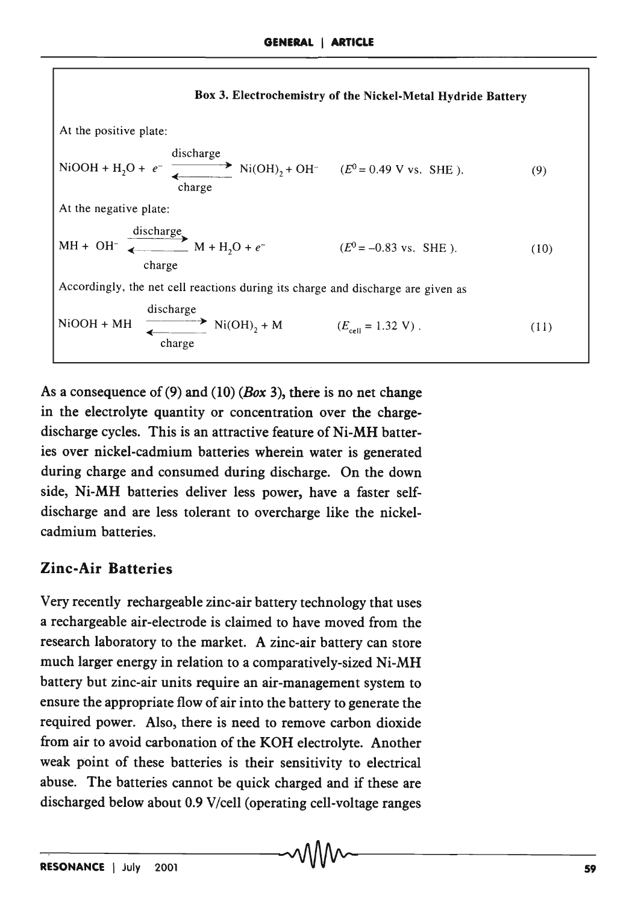**Box 3. Electrochemistry of the Nickel-Metal Hydride Battery**

At the positive plate:

$$\text{NiOOH} + \text{H}_2\text{O} + e^- \underset{\text{charge}}{\overset{\text{discharge}}{\rightleftarrows}} \text{Ni(OH)}_2 + \text{OH}^- \quad (E^0 = 0.49 \text{ V vs. SHE}). \tag{9}$$

At the negative plate:

$$\text{MH} + \text{OH}^- \underset{\text{charge}}{\overset{\text{discharge}}{\rightleftarrows}} \text{M} + \text{H}_2\text{O} + e^- \quad (E^0 = -0.83 \text{ vs. SHE}). \tag{10}$$

Accordingly, the net cell reactions during its charge and discharge are given as

$$\text{NiOOH} + \text{MH} \underset{\text{charge}}{\overset{\text{discharge}}{\rightleftarrows}} \text{Ni(OH)}_2 + \text{M} \quad (E_{\text{cell}} = 1.32 \text{ V}). \tag{11}$$

As a consequence of (9) and (10) (*Box* 3), there is no net change in the electrolyte quantity or concentration over the charge-discharge cycles. This is an attractive feature of Ni-MH batteries over nickel-cadmium batteries wherein water is generated during charge and consumed during discharge. On the down side, Ni-MH batteries deliver less power, have a faster self-discharge and are less tolerant to overcharge like the nickel-cadmium batteries.

## Zinc-Air Batteries

Very recently rechargeable zinc-air battery technology that uses a rechargeable air-electrode is claimed to have moved from the research laboratory to the market. A zinc-air battery can store much larger energy in relation to a comparatively-sized Ni-MH battery but zinc-air units require an air-management system to ensure the appropriate flow of air into the battery to generate the required power. Also, there is need to remove carbon dioxide from air to avoid carbonation of the KOH electrolyte. Another weak point of these batteries is their sensitivity to electrical abuse. The batteries cannot be quick charged and if these are discharged below about 0.9 V/cell (operating cell-voltage ranges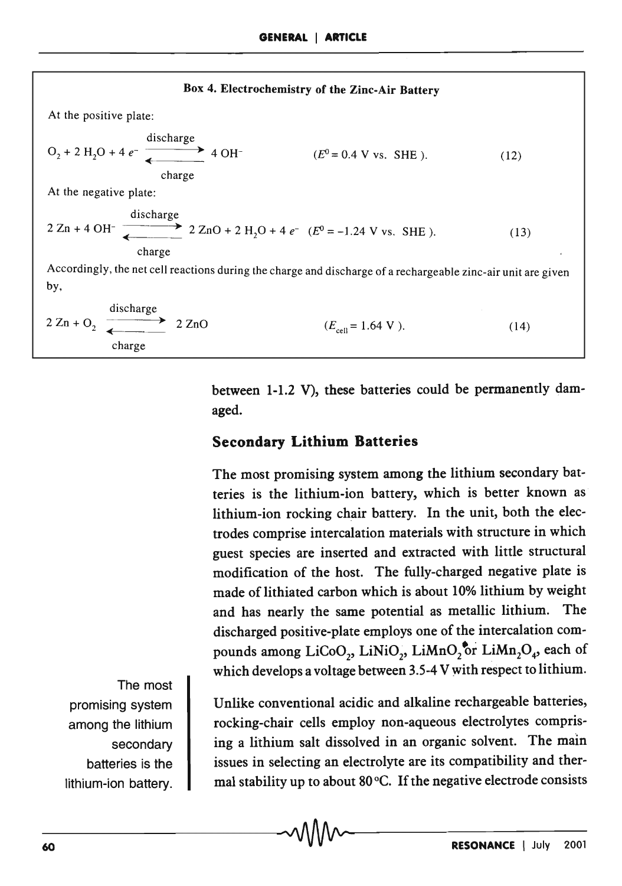**Box 4. Electrochemistry of the Zinc-Air Battery**

At the positive plate:

$$O_2 + 2\,H_2O + 4\,e^- \underset{\text{charge}}{\overset{\text{discharge}}{\rightleftharpoons}} 4\,OH^- \qquad (E^0 = 0.4 \text{ V vs. SHE}). \qquad (12)$$

At the negative plate:

$$2\,Zn + 4\,OH^- \underset{\text{charge}}{\overset{\text{discharge}}{\rightleftharpoons}} 2\,ZnO + 2\,H_2O + 4\,e^- \quad (E^0 = -1.24 \text{ V vs. SHE}). \qquad (13)$$

Accordingly, the net cell reactions during the charge and discharge of a rechargeable zinc-air unit are given by,

$$2\,Zn + O_2 \underset{\text{charge}}{\overset{\text{discharge}}{\rightleftharpoons}} 2\,ZnO \qquad (E_{cell} = 1.64 \text{ V}). \qquad (14)$$

between 1-1.2 V), these batteries could be permanently damaged.

## Secondary Lithium Batteries

The most promising system among the lithium secondary batteries is the lithium-ion battery, which is better known as lithium-ion rocking chair battery. In the unit, both the electrodes comprise intercalation materials with structure in which guest species are inserted and extracted with little structural modification of the host. The fully-charged negative plate is made of lithiated carbon which is about 10% lithium by weight and has nearly the same potential as metallic lithium. The discharged positive-plate employs one of the intercalation compounds among $LiCoO_2$, $LiNiO_2$, $LiMnO_2$ or $LiMn_2O_4$, each of which develops a voltage between 3.5-4 V with respect to lithium.

The most promising system among the lithium secondary batteries is the lithium-ion battery.

Unlike conventional acidic and alkaline rechargeable batteries, rocking-chair cells employ non-aqueous electrolytes comprising a lithium salt dissolved in an organic solvent. The main issues in selecting an electrolyte are its compatibility and thermal stability up to about 80 °C. If the negative electrode consists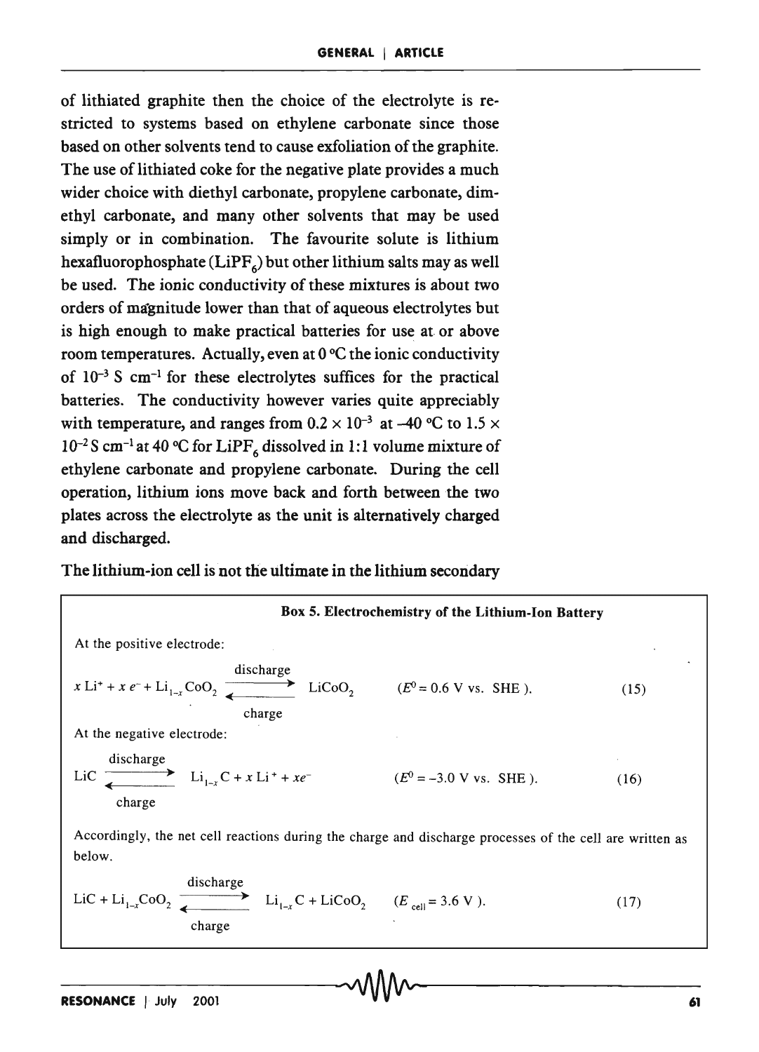of lithiated graphite then the choice of the electrolyte is restricted to systems based on ethylene carbonate since those based on other solvents tend to cause exfoliation of the graphite. The use of lithiated coke for the negative plate provides a much wider choice with diethyl carbonate, propylene carbonate, dimethyl carbonate, and many other solvents that may be used simply or in combination. The favourite solute is lithium hexafluorophosphate ($LiPF_6$) but other lithium salts may as well be used. The ionic conductivity of these mixtures is about two orders of magnitude lower than that of aqueous electrolytes but is high enough to make practical batteries for use at or above room temperatures. Actually, even at 0 °C the ionic conductivity of $10^{-3}$ S cm$^{-1}$ for these electrolytes suffices for the practical batteries. The conductivity however varies quite appreciably with temperature, and ranges from $0.2 \times 10^{-3}$ at –40 °C to $1.5 \times 10^{-2}$ S cm$^{-1}$ at 40 °C for $LiPF_6$ dissolved in 1:1 volume mixture of ethylene carbonate and propylene carbonate. During the cell operation, lithium ions move back and forth between the two plates across the electrolyte as the unit is alternatively charged and discharged.

The lithium-ion cell is not the ultimate in the lithium secondary

**Box 5. Electrochemistry of the Lithium-Ion Battery**

At the positive electrode:

$$x\,Li^+ + x\,e^- + Li_{1-x}CoO_2 \underset{\text{charge}}{\overset{\text{discharge}}{\rightleftharpoons}} LiCoO_2 \qquad (E^0 = 0.6 \text{ V vs. SHE}). \qquad (15)$$

At the negative electrode:

$$LiC \underset{\text{charge}}{\overset{\text{discharge}}{\rightleftharpoons}} Li_{1-x}C + x\,Li^+ + xe^- \qquad (E^0 = -3.0 \text{ V vs. SHE}). \qquad (16)$$

Accordingly, the net cell reactions during the charge and discharge processes of the cell are written as below.

$$LiC + Li_{1-x}CoO_2 \underset{\text{charge}}{\overset{\text{discharge}}{\rightleftharpoons}} Li_{1-x}C + LiCoO_2 \qquad (E_{cell} = 3.6 \text{ V}). \qquad (17)$$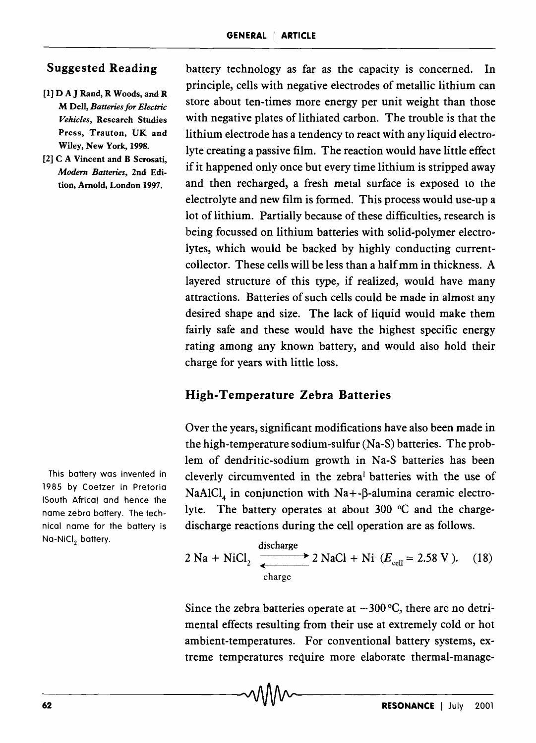battery technology as far as the capacity is concerned. In principle, cells with negative electrodes of metallic lithium can store about ten-times more energy per unit weight than those with negative plates of lithiated carbon. The trouble is that the lithium electrode has a tendency to react with any liquid electrolyte creating a passive film. The reaction would have little effect if it happened only once but every time lithium is stripped away and then recharged, a fresh metal surface is exposed to the electrolyte and new film is formed. This process would use-up a lot of lithium. Partially because of these difficulties, research is being focussed on lithium batteries with solid-polymer electrolytes, which would be backed by highly conducting current-collector. These cells will be less than a half mm in thickness. A layered structure of this type, if realized, would have many attractions. Batteries of such cells could be made in almost any desired shape and size. The lack of liquid would make them fairly safe and these would have the highest specific energy rating among any known battery, and would also hold their charge for years with little loss.

## Suggested Reading

[1] D A J Rand, R Woods, and R M Dell, *Batteries for Electric Vehicles*, Research Studies Press, Trauton, UK and Wiley, New York, 1998.

[2] C A Vincent and B Scrosati, *Modern Batteries*, 2nd Edition, Arnold, London 1997.

## High-Temperature Zebra Batteries

Over the years, significant modifications have also been made in the high-temperature sodium-sulfur (Na-S) batteries. The problem of dendritic-sodium growth in Na-S batteries has been cleverly circumvented in the zebra[1] batteries with the use of $NaAlCl_4$ in conjunction with $Na^+$-β-alumina ceramic electrolyte. The battery operates at about 300 °C and the charge-discharge reactions during the cell operation are as follows.

[1] This battery was invented in 1985 by Coetzer in Pretoria (South Africa) and hence the name zebra battery. The technical name for the battery is $Na\text{-}NiCl_2$ battery.

$$2\,Na + NiCl_2 \underset{\text{charge}}{\overset{\text{discharge}}{\rightleftarrows}} 2\,NaCl + Ni \;\; (E_{cell} = 2.58\text{ V}). \qquad (18)$$

Since the zebra batteries operate at ~300 °C, there are no detrimental effects resulting from their use at extremely cold or hot ambient-temperatures. For conventional battery systems, extreme temperatures require more elaborate thermal-manage-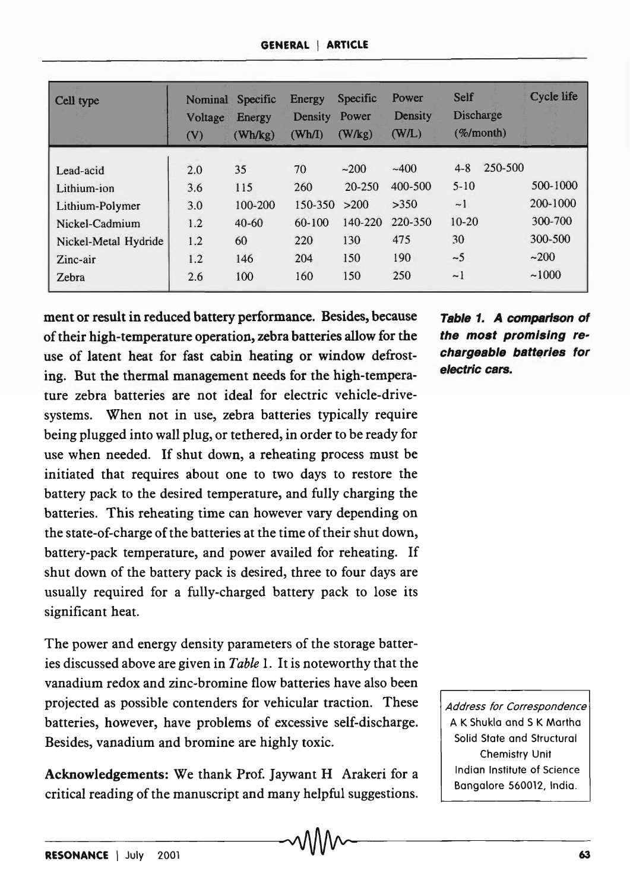| Cell type | Nominal Voltage (V) | Specific Energy (Wh/kg) | Energy Density (Wh/l) | Specific Power (W/kg) | Power Density (W/L) | Self Discharge (%/month) | Cycle life |
|---|---|---|---|---|---|---|---|
| Lead-acid | 2.0 | 35 | 70 | ~200 | ~400 | 4-8 | 250-500 |
| Lithium-ion | 3.6 | 115 | 260 | 20-250 | 400-500 | 5-10 | 500-1000 |
| Lithium-Polymer | 3.0 | 100-200 | 150-350 | >200 | >350 | ~1 | 200-1000 |
| Nickel-Cadmium | 1.2 | 40-60 | 60-100 | 140-220 | 220-350 | 10-20 | 300-700 |
| Nickel-Metal Hydride | 1.2 | 60 | 220 | 130 | 475 | 30 | 300-500 |
| Zinc-air | 1.2 | 146 | 204 | 150 | 190 | ~5 | ~200 |
| Zebra | 2.6 | 100 | 160 | 150 | 250 | ~1 | ~1000 |

***Table 1. A comparison of the most promising rechargeable batteries for electric cars.***

ment or result in reduced battery performance. Besides, because of their high-temperature operation, zebra batteries allow for the use of latent heat for fast cabin heating or window defrosting. But the thermal management needs for the high-temperature zebra batteries are not ideal for electric vehicle-drive-systems. When not in use, zebra batteries typically require being plugged into wall plug, or tethered, in order to be ready for use when needed. If shut down, a reheating process must be initiated that requires about one to two days to restore the battery pack to the desired temperature, and fully charging the batteries. This reheating time can however vary depending on the state-of-charge of the batteries at the time of their shut down, battery-pack temperature, and power availed for reheating. If shut down of the battery pack is desired, three to four days are usually required for a fully-charged battery pack to lose its significant heat.

The power and energy density parameters of the storage batteries discussed above are given in *Table* 1. It is noteworthy that the vanadium redox and zinc-bromine flow batteries have also been projected as possible contenders for vehicular traction. These batteries, however, have problems of excessive self-discharge. Besides, vanadium and bromine are highly toxic.

**Acknowledgements:** We thank Prof. Jaywant H Arakeri for a critical reading of the manuscript and many helpful suggestions.

*Address for Correspondence*
A K Shukla and S K Martha
Solid State and Structural Chemistry Unit
Indian Institute of Science
Bangalore 560012, India.